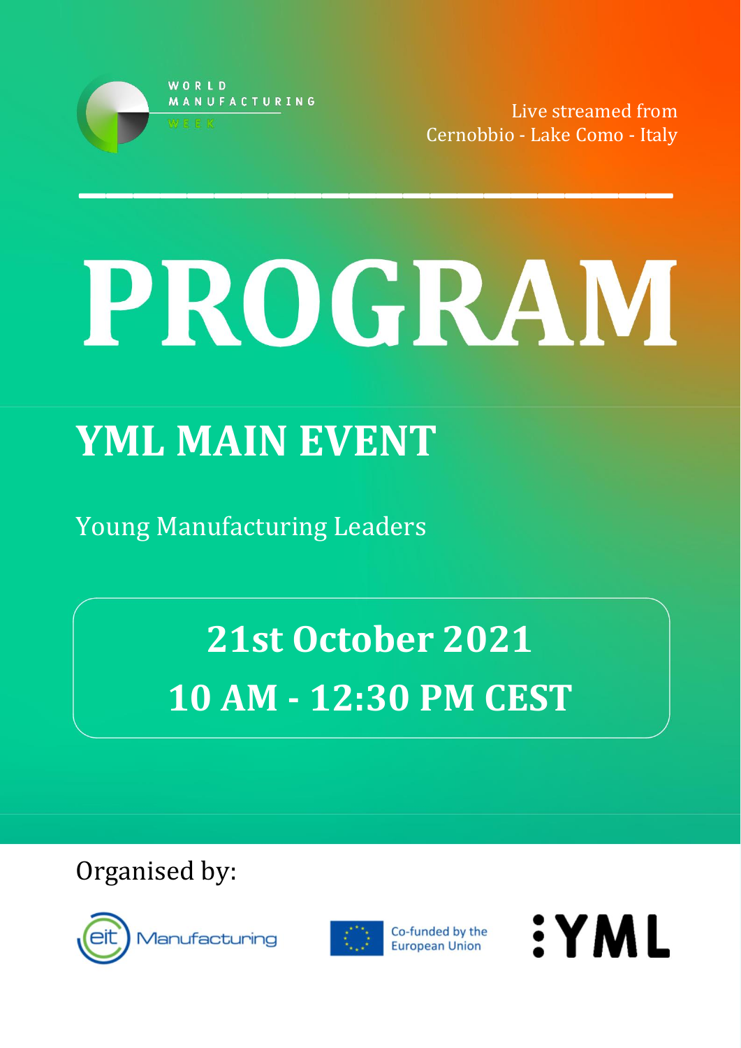WORLD MANUFACTURING WEEK

Live streamed from Cernobbio - Lake Como - Italy

# PROGRAM

## YML MAIN EVENT

Young Manufacturing Leaders

**21st October 2021**

**10 AM - 12:30 PM CEST**

Organised by:

EIT Manufacturing

Co-funded by the European Union

YML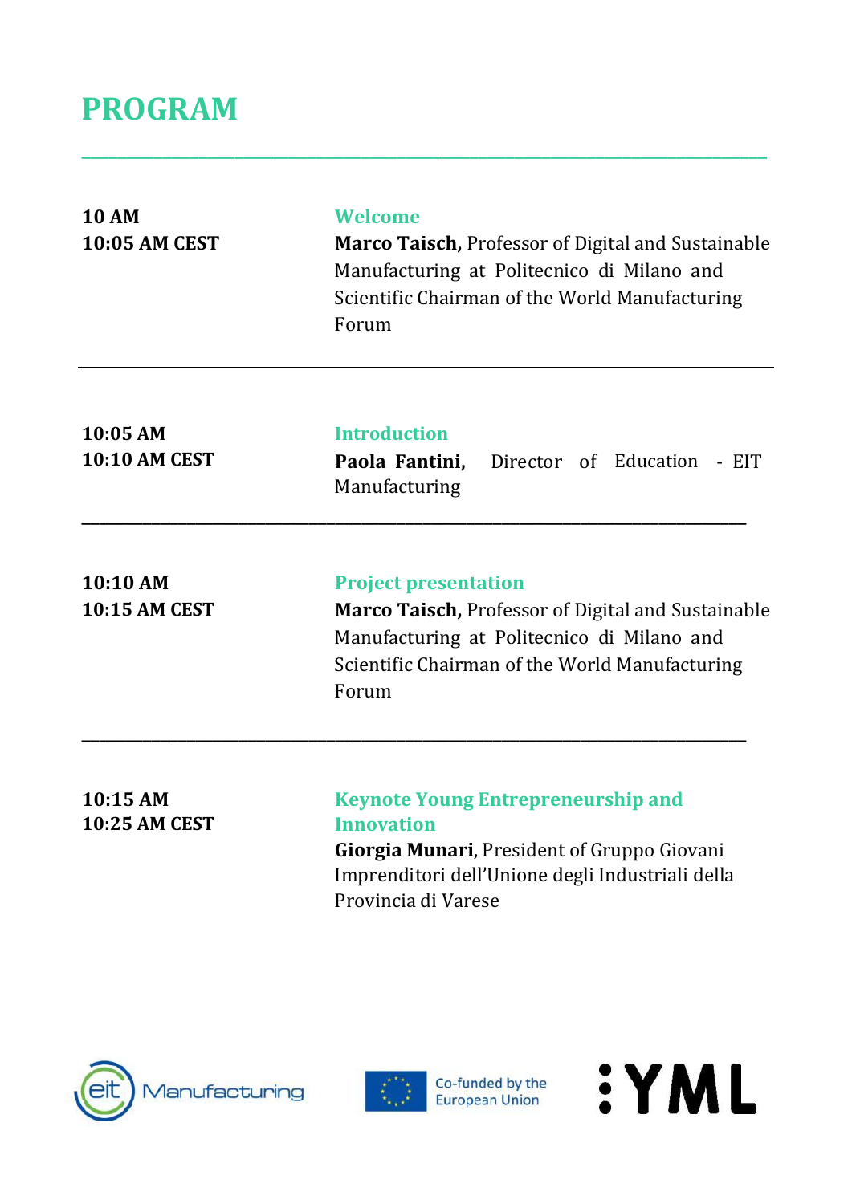# PROGRAM

---

**10 AM**
**10:05 AM CEST**

**Welcome**
**Marco Taisch,** Professor of Digital and Sustainable Manufacturing at Politecnico di Milano and Scientific Chairman of the World Manufacturing Forum

---

**10:05 AM**
**10:10 AM CEST**

**Introduction**
**Paola Fantini,** Director of Education - EIT Manufacturing

---

**10:10 AM**
**10:15 AM CEST**

**Project presentation**
**Marco Taisch,** Professor of Digital and Sustainable Manufacturing at Politecnico di Milano and Scientific Chairman of the World Manufacturing Forum

---

**10:15 AM**
**10:25 AM CEST**

**Keynote Young Entrepreneurship and Innovation**
**Giorgia Munari**, President of Gruppo Giovani Imprenditori dell'Unione degli Industriali della Provincia di Varese

eit Manufacturing | Co-funded by the European Union | :YML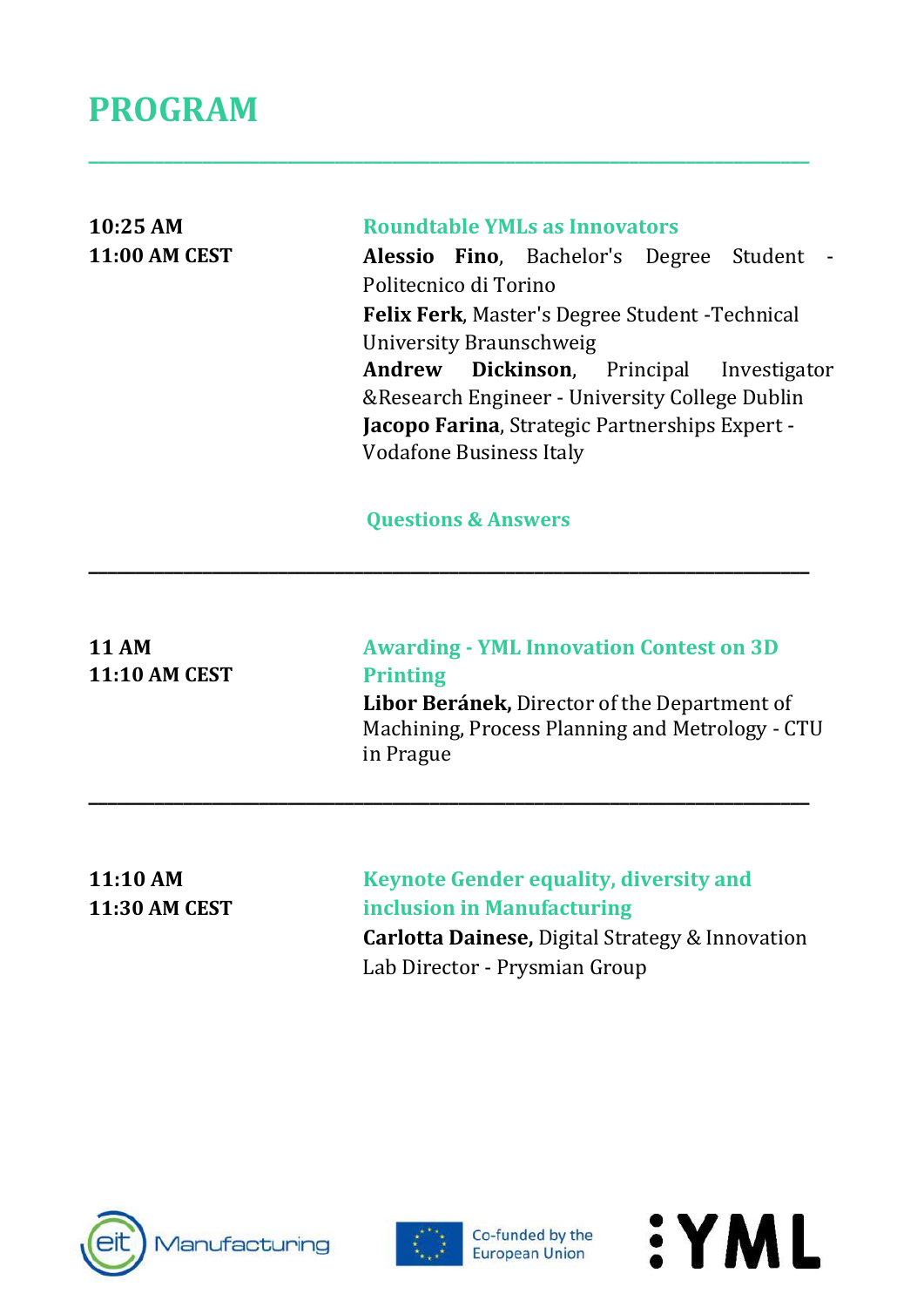# PROGRAM

---

| | |
|---|---|
| **10:25 AM**<br>**11:00 AM CEST** | **Roundtable YMLs as Innovators**<br>**Alessio Fino**, Bachelor's Degree Student - Politecnico di Torino<br>**Felix Ferk**, Master's Degree Student -Technical University Braunschweig<br>**Andrew Dickinson**, Principal Investigator &Research Engineer - University College Dublin<br>**Jacopo Farina**, Strategic Partnerships Expert - Vodafone Business Italy<br><br>**Questions & Answers** |
| **11 AM**<br>**11:10 AM CEST** | **Awarding - YML Innovation Contest on 3D Printing**<br>**Libor Beránek,** Director of the Department of Machining, Process Planning and Metrology - CTU in Prague |
| **11:10 AM**<br>**11:30 AM CEST** | **Keynote Gender equality, diversity and inclusion in Manufacturing**<br>**Carlotta Dainese,** Digital Strategy & Innovation Lab Director - Prysmian Group |

eit Manufacturing

Co-funded by the European Union

YML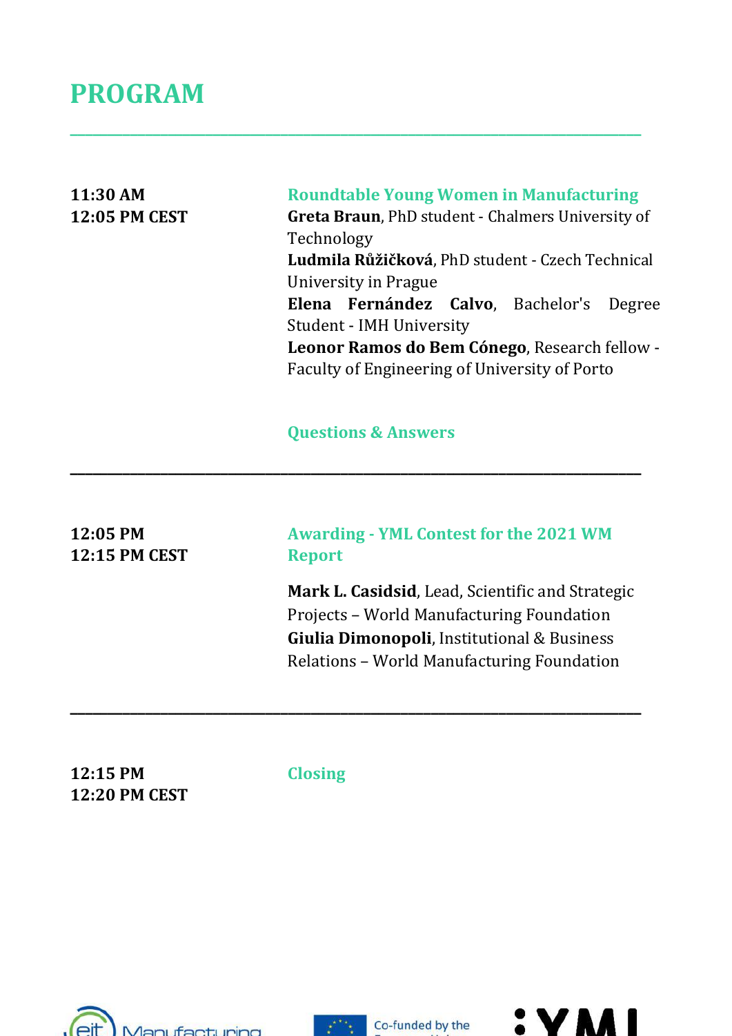# PROGRAM

---

**11:30 AM**
**12:05 PM CEST**

**Roundtable Young Women in Manufacturing**

**Greta Braun**, PhD student - Chalmers University of Technology
**Ludmila Růžičková**, PhD student - Czech Technical University in Prague
**Elena Fernández Calvo**, Bachelor's Degree Student - IMH University
**Leonor Ramos do Bem Cónego**, Research fellow - Faculty of Engineering of University of Porto

**Questions & Answers**

---

**12:05 PM**
**12:15 PM CEST**

**Awarding - YML Contest for the 2021 WM Report**

**Mark L. Casidsid**, Lead, Scientific and Strategic Projects – World Manufacturing Foundation
**Giulia Dimonopoli**, Institutional & Business Relations – World Manufacturing Foundation

---

**12:15 PM**
**12:20 PM CEST**

**Closing**